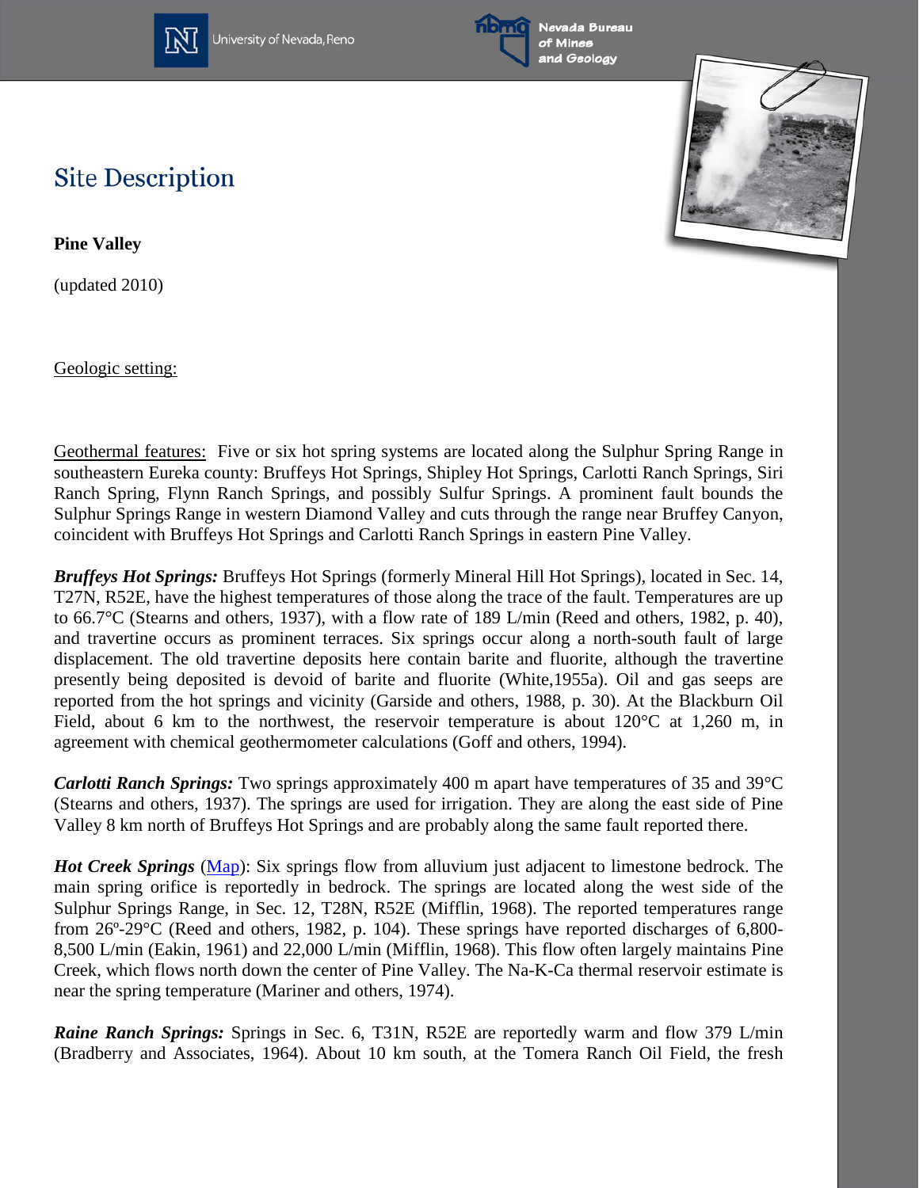# Site Description

**Pine Valley**

(updated 2010)

Geologic setting:

Geothermal features: Five or six hot spring systems are located along the Sulphur Spring Range in southeastern Eureka county: Bruffeys Hot Springs, Shipley Hot Springs, Carlotti Ranch Springs, Siri Ranch Spring, Flynn Ranch Springs, and possibly Sulfur Springs. A prominent fault bounds the Sulphur Springs Range in western Diamond Valley and cuts through the range near Bruffey Canyon, coincident with Bruffeys Hot Springs and Carlotti Ranch Springs in eastern Pine Valley.

***Bruffeys Hot Springs:*** Bruffeys Hot Springs (formerly Mineral Hill Hot Springs), located in Sec. 14, T27N, R52E, have the highest temperatures of those along the trace of the fault. Temperatures are up to 66.7°C (Stearns and others, 1937), with a flow rate of 189 L/min (Reed and others, 1982, p. 40), and travertine occurs as prominent terraces. Six springs occur along a north-south fault of large displacement. The old travertine deposits here contain barite and fluorite, although the travertine presently being deposited is devoid of barite and fluorite (White,1955a). Oil and gas seeps are reported from the hot springs and vicinity (Garside and others, 1988, p. 30). At the Blackburn Oil Field, about 6 km to the northwest, the reservoir temperature is about 120°C at 1,260 m, in agreement with chemical geothermometer calculations (Goff and others, 1994).

***Carlotti Ranch Springs:*** Two springs approximately 400 m apart have temperatures of 35 and 39°C (Stearns and others, 1937). The springs are used for irrigation. They are along the east side of Pine Valley 8 km north of Bruffeys Hot Springs and are probably along the same fault reported there.

***Hot Creek Springs*** (Map): Six springs flow from alluvium just adjacent to limestone bedrock. The main spring orifice is reportedly in bedrock. The springs are located along the west side of the Sulphur Springs Range, in Sec. 12, T28N, R52E (Mifflin, 1968). The reported temperatures range from 26º-29°C (Reed and others, 1982, p. 104). These springs have reported discharges of 6,800-8,500 L/min (Eakin, 1961) and 22,000 L/min (Mifflin, 1968). This flow often largely maintains Pine Creek, which flows north down the center of Pine Valley. The Na-K-Ca thermal reservoir estimate is near the spring temperature (Mariner and others, 1974).

***Raine Ranch Springs:*** Springs in Sec. 6, T31N, R52E are reportedly warm and flow 379 L/min (Bradberry and Associates, 1964). About 10 km south, at the Tomera Ranch Oil Field, the fresh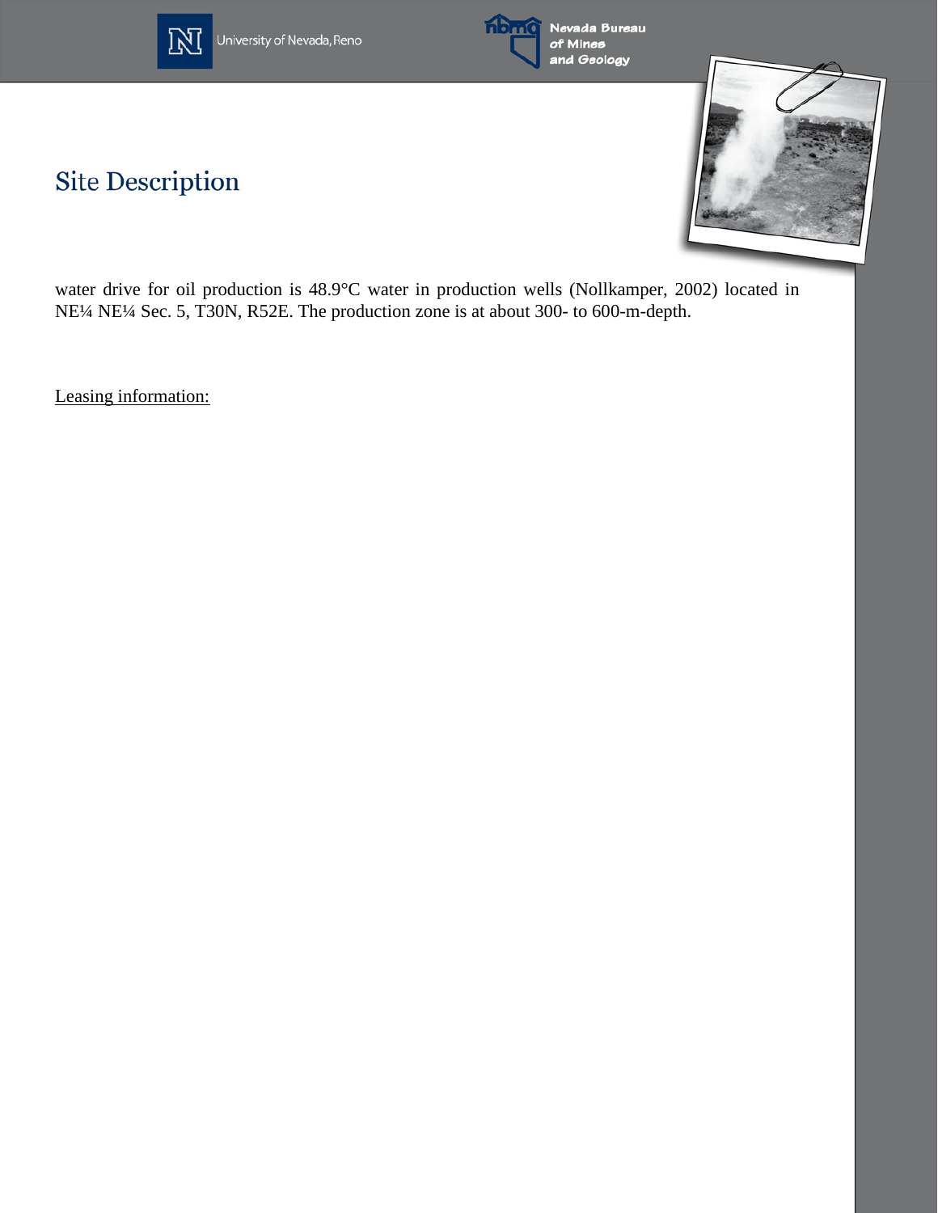## Site Description

water drive for oil production is 48.9°C water in production wells (Nollkamper, 2002) located in NE¼ NE¼ Sec. 5, T30N, R52E. The production zone is at about 300- to 600-m-depth.

Leasing information: